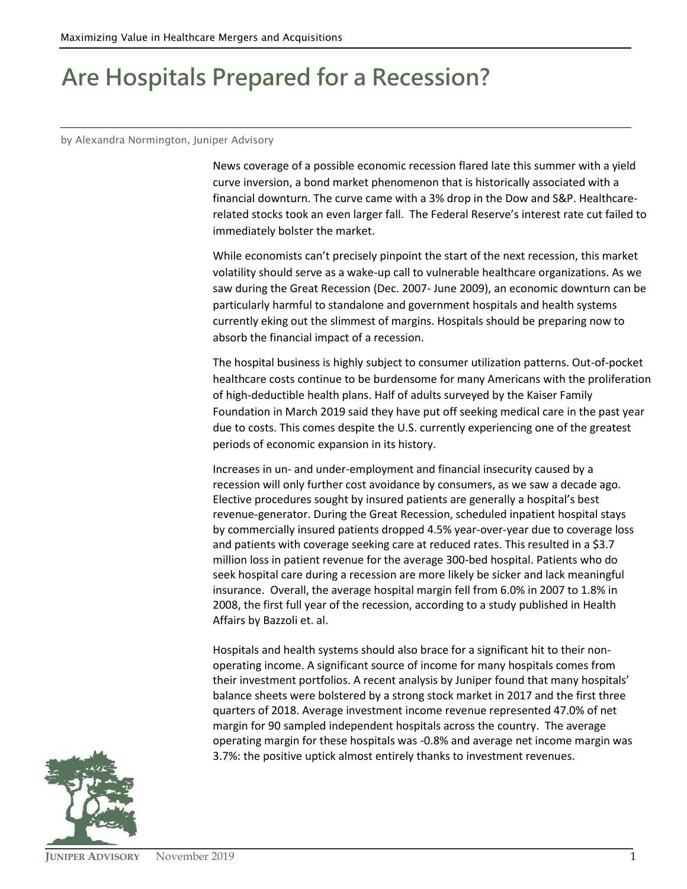# Are Hospitals Prepared for a Recession?

by Alexandra Normington, Juniper Advisory

News coverage of a possible economic recession flared late this summer with a yield curve inversion, a bond market phenomenon that is historically associated with a financial downturn. The curve came with a 3% drop in the Dow and S&P. Healthcare-related stocks took an even larger fall. The Federal Reserve's interest rate cut failed to immediately bolster the market.

While economists can't precisely pinpoint the start of the next recession, this market volatility should serve as a wake-up call to vulnerable healthcare organizations. As we saw during the Great Recession (Dec. 2007- June 2009), an economic downturn can be particularly harmful to standalone and government hospitals and health systems currently eking out the slimmest of margins. Hospitals should be preparing now to absorb the financial impact of a recession.

The hospital business is highly subject to consumer utilization patterns. Out-of-pocket healthcare costs continue to be burdensome for many Americans with the proliferation of high-deductible health plans. Half of adults surveyed by the Kaiser Family Foundation in March 2019 said they have put off seeking medical care in the past year due to costs. This comes despite the U.S. currently experiencing one of the greatest periods of economic expansion in its history.

Increases in un- and under-employment and financial insecurity caused by a recession will only further cost avoidance by consumers, as we saw a decade ago. Elective procedures sought by insured patients are generally a hospital's best revenue-generator. During the Great Recession, scheduled inpatient hospital stays by commercially insured patients dropped 4.5% year-over-year due to coverage loss and patients with coverage seeking care at reduced rates. This resulted in a $3.7 million loss in patient revenue for the average 300-bed hospital. Patients who do seek hospital care during a recession are more likely be sicker and lack meaningful insurance. Overall, the average hospital margin fell from 6.0% in 2007 to 1.8% in 2008, the first full year of the recession, according to a study published in Health Affairs by Bazzoli et. al.

Hospitals and health systems should also brace for a significant hit to their non-operating income. A significant source of income for many hospitals comes from their investment portfolios. A recent analysis by Juniper found that many hospitals' balance sheets were bolstered by a strong stock market in 2017 and the first three quarters of 2018. Average investment income revenue represented 47.0% of net margin for 90 sampled independent hospitals across the country. The average operating margin for these hospitals was -0.8% and average net income margin was 3.7%: the positive uptick almost entirely thanks to investment revenues.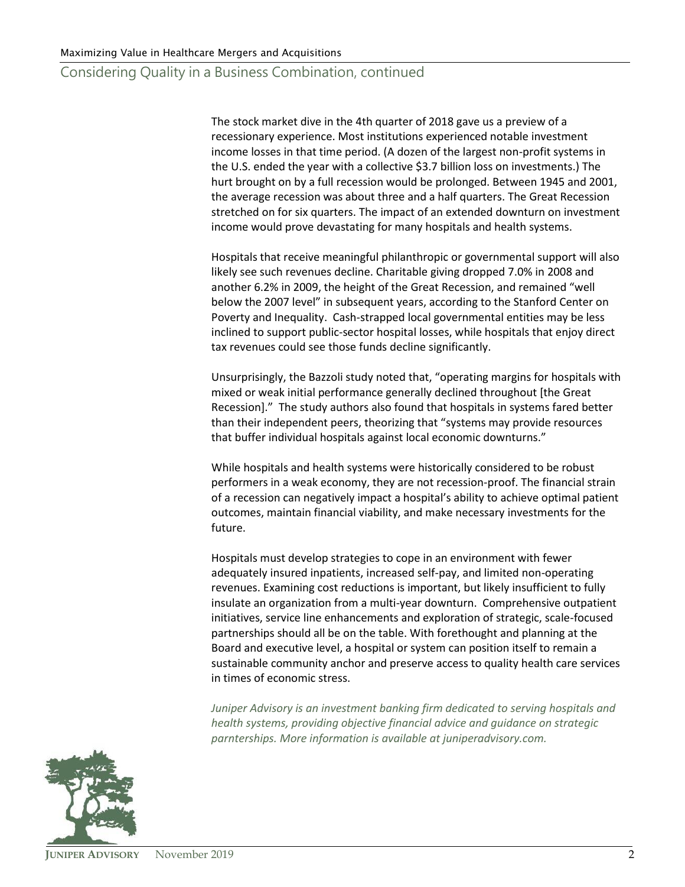## Considering Quality in a Business Combination, continued

The stock market dive in the 4th quarter of 2018 gave us a preview of a recessionary experience. Most institutions experienced notable investment income losses in that time period. (A dozen of the largest non-profit systems in the U.S. ended the year with a collective $3.7 billion loss on investments.) The hurt brought on by a full recession would be prolonged. Between 1945 and 2001, the average recession was about three and a half quarters. The Great Recession stretched on for six quarters. The impact of an extended downturn on investment income would prove devastating for many hospitals and health systems.

Hospitals that receive meaningful philanthropic or governmental support will also likely see such revenues decline. Charitable giving dropped 7.0% in 2008 and another 6.2% in 2009, the height of the Great Recession, and remained "well below the 2007 level" in subsequent years, according to the Stanford Center on Poverty and Inequality. Cash-strapped local governmental entities may be less inclined to support public-sector hospital losses, while hospitals that enjoy direct tax revenues could see those funds decline significantly.

Unsurprisingly, the Bazzoli study noted that, "operating margins for hospitals with mixed or weak initial performance generally declined throughout [the Great Recession]." The study authors also found that hospitals in systems fared better than their independent peers, theorizing that "systems may provide resources that buffer individual hospitals against local economic downturns."

While hospitals and health systems were historically considered to be robust performers in a weak economy, they are not recession-proof. The financial strain of a recession can negatively impact a hospital's ability to achieve optimal patient outcomes, maintain financial viability, and make necessary investments for the future.

Hospitals must develop strategies to cope in an environment with fewer adequately insured inpatients, increased self-pay, and limited non-operating revenues. Examining cost reductions is important, but likely insufficient to fully insulate an organization from a multi-year downturn. Comprehensive outpatient initiatives, service line enhancements and exploration of strategic, scale-focused partnerships should all be on the table. With forethought and planning at the Board and executive level, a hospital or system can position itself to remain a sustainable community anchor and preserve access to quality health care services in times of economic stress.

*Juniper Advisory is an investment banking firm dedicated to serving hospitals and health systems, providing objective financial advice and guidance on strategic parnterships. More information is available at juniperadvisory.com.*